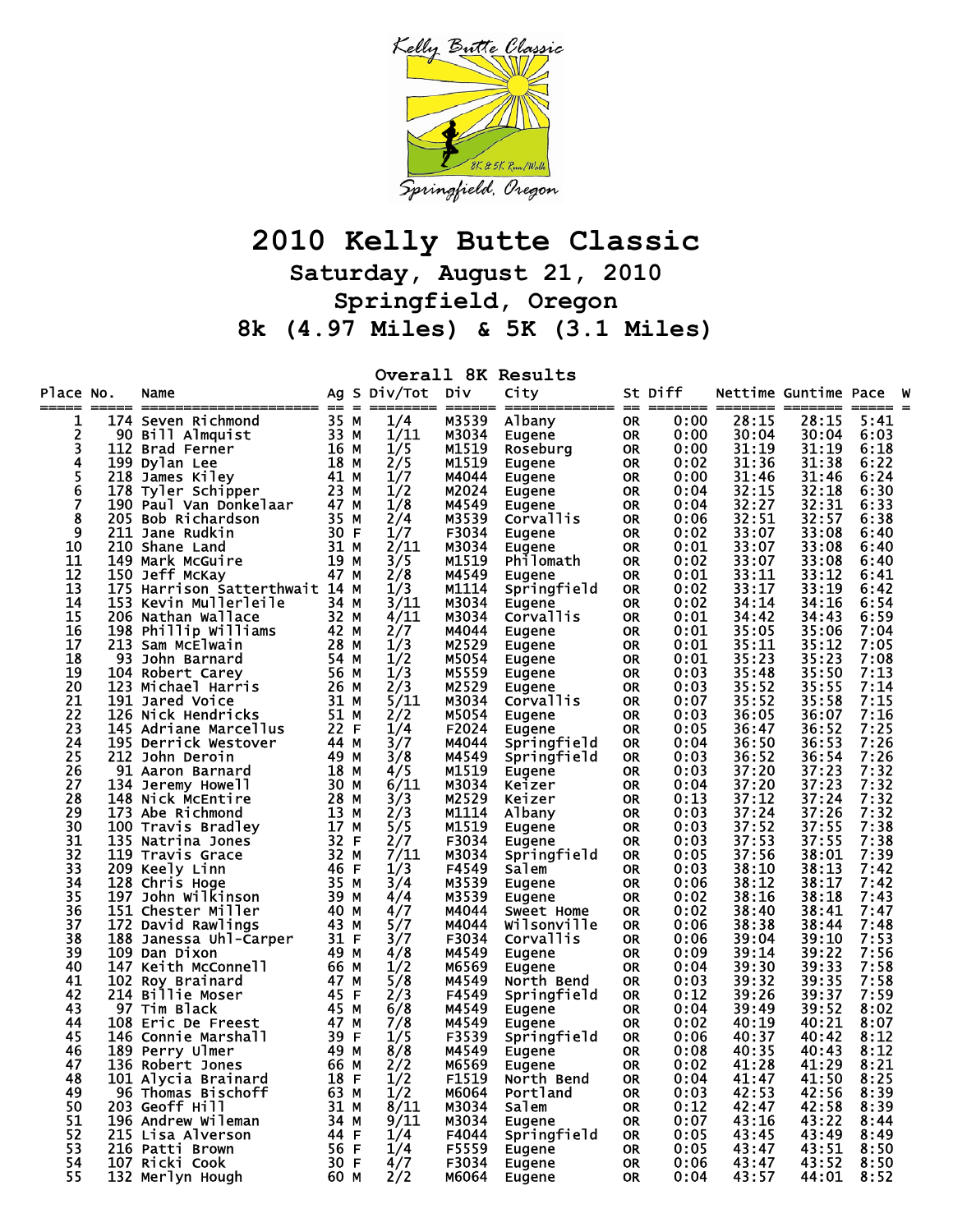# 2010 Kelly Butte Classic

## Saturday, August 21, 2010

## Springfield, Oregon

## 8k (4.97 Miles) & 5K (3.1 Miles)

### Overall 8K Results

| Place | No. | Name | Ag | S | Div/Tot | Div | City | St | Diff | Nettime | Guntime | Pace | W |
|---|---|---|---|---|---|---|---|---|---|---|---|---|---|
| 1 | 174 | Seven Richmond | 35 | M | 1/4 | M3539 | Albany | OR | 0:00 | 28:15 | 28:15 | 5:41 | |
| 2 | 90 | Bill Almquist | 33 | M | 1/11 | M3034 | Eugene | OR | 0:00 | 30:04 | 30:04 | 6:03 | |
| 3 | 112 | Brad Ferner | 16 | M | 1/5 | M1519 | Roseburg | OR | 0:00 | 31:19 | 31:19 | 6:18 | |
| 4 | 199 | Dylan Lee | 18 | M | 2/5 | M1519 | Eugene | OR | 0:02 | 31:36 | 31:38 | 6:22 | |
| 5 | 218 | James Kiley | 41 | M | 1/7 | M4044 | Eugene | OR | 0:00 | 31:46 | 31:46 | 6:24 | |
| 6 | 178 | Tyler Schipper | 23 | M | 1/2 | M2024 | Eugene | OR | 0:04 | 32:15 | 32:18 | 6:30 | |
| 7 | 190 | Paul Van Donkelaar | 47 | M | 1/8 | M4549 | Eugene | OR | 0:04 | 32:27 | 32:31 | 6:33 | |
| 8 | 205 | Bob Richardson | 35 | M | 2/4 | M3539 | Corvallis | OR | 0:06 | 32:51 | 32:57 | 6:38 | |
| 9 | 211 | Jane Rudkin | 30 | F | 1/7 | F3034 | Eugene | OR | 0:02 | 33:07 | 33:08 | 6:40 | |
| 10 | 210 | Shane Land | 31 | M | 2/11 | M3034 | Eugene | OR | 0:01 | 33:07 | 33:08 | 6:40 | |
| 11 | 149 | Mark McGuire | 19 | M | 3/5 | M1519 | Philomath | OR | 0:02 | 33:07 | 33:08 | 6:40 | |
| 12 | 150 | Jeff McKay | 47 | M | 2/8 | M4549 | Eugene | OR | 0:01 | 33:11 | 33:12 | 6:41 | |
| 13 | 175 | Harrison Satterthwait | 14 | M | 1/3 | M1114 | Springfield | OR | 0:02 | 33:17 | 33:19 | 6:42 | |
| 14 | 153 | Kevin Mullerleile | 34 | M | 3/11 | M3034 | Eugene | OR | 0:02 | 34:14 | 34:16 | 6:54 | |
| 15 | 206 | Nathan Wallace | 32 | M | 4/11 | M3034 | Corvallis | OR | 0:01 | 34:42 | 34:43 | 6:59 | |
| 16 | 198 | Phillip Williams | 42 | M | 2/7 | M4044 | Eugene | OR | 0:01 | 35:05 | 35:06 | 7:04 | |
| 17 | 213 | Sam McElwain | 28 | M | 1/3 | M2529 | Eugene | OR | 0:01 | 35:11 | 35:12 | 7:05 | |
| 18 | 93 | John Barnard | 54 | M | 1/2 | M5054 | Eugene | OR | 0:01 | 35:23 | 35:23 | 7:08 | |
| 19 | 104 | Robert Carey | 56 | M | 1/3 | M5559 | Eugene | OR | 0:03 | 35:48 | 35:50 | 7:13 | |
| 20 | 123 | Michael Harris | 26 | M | 2/3 | M2529 | Eugene | OR | 0:03 | 35:52 | 35:55 | 7:14 | |
| 21 | 191 | Jared Voice | 31 | M | 5/11 | M3034 | Corvallis | OR | 0:07 | 35:52 | 35:58 | 7:15 | |
| 22 | 126 | Nick Hendricks | 51 | M | 2/2 | M5054 | Eugene | OR | 0:03 | 36:05 | 36:07 | 7:16 | |
| 23 | 145 | Adriane Marcellus | 22 | F | 1/4 | F2024 | Eugene | OR | 0:05 | 36:47 | 36:52 | 7:25 | |
| 24 | 195 | Derrick Westover | 44 | M | 3/7 | M4044 | Springfield | OR | 0:04 | 36:50 | 36:53 | 7:26 | |
| 25 | 212 | John Deroin | 49 | M | 3/8 | M4549 | Springfield | OR | 0:03 | 36:52 | 36:54 | 7:26 | |
| 26 | 91 | Aaron Barnard | 18 | M | 4/5 | M1519 | Eugene | OR | 0:03 | 37:20 | 37:23 | 7:32 | |
| 27 | 134 | Jeremy Howell | 30 | M | 6/11 | M3034 | Keizer | OR | 0:04 | 37:20 | 37:23 | 7:32 | |
| 28 | 148 | Nick McEntire | 28 | M | 3/3 | M2529 | Keizer | OR | 0:13 | 37:12 | 37:24 | 7:32 | |
| 29 | 173 | Abe Richmond | 13 | M | 2/3 | M1114 | Albany | OR | 0:03 | 37:24 | 37:26 | 7:32 | |
| 30 | 100 | Travis Bradley | 17 | M | 5/5 | M1519 | Eugene | OR | 0:03 | 37:52 | 37:55 | 7:38 | |
| 31 | 135 | Natrina Jones | 32 | F | 2/7 | F3034 | Eugene | OR | 0:03 | 37:53 | 37:55 | 7:38 | |
| 32 | 119 | Travis Grace | 32 | M | 7/11 | M3034 | Springfield | OR | 0:05 | 37:56 | 38:01 | 7:39 | |
| 33 | 209 | Keely Linn | 46 | F | 1/3 | F4549 | Salem | OR | 0:03 | 38:10 | 38:13 | 7:42 | |
| 34 | 128 | Chris Hoge | 35 | M | 3/4 | M3539 | Eugene | OR | 0:06 | 38:12 | 38:17 | 7:42 | |
| 35 | 197 | John Wilkinson | 39 | M | 4/4 | M3539 | Eugene | OR | 0:02 | 38:16 | 38:18 | 7:43 | |
| 36 | 151 | Chester Miller | 40 | M | 4/7 | M4044 | Sweet Home | OR | 0:02 | 38:40 | 38:41 | 7:47 | |
| 37 | 172 | David Rawlings | 43 | M | 5/7 | M4044 | Wilsonville | OR | 0:06 | 38:38 | 38:44 | 7:48 | |
| 38 | 188 | Janessa Uhl-Carper | 31 | F | 3/7 | F3034 | Corvallis | OR | 0:06 | 39:04 | 39:10 | 7:53 | |
| 39 | 109 | Dan Dixon | 49 | M | 4/8 | M4549 | Eugene | OR | 0:09 | 39:14 | 39:22 | 7:56 | |
| 40 | 147 | Keith McConnell | 66 | M | 1/2 | M6569 | Eugene | OR | 0:04 | 39:30 | 39:33 | 7:58 | |
| 41 | 102 | Roy Brainard | 47 | M | 5/8 | M4549 | North Bend | OR | 0:03 | 39:32 | 39:35 | 7:58 | |
| 42 | 214 | Billie Moser | 45 | F | 2/3 | F4549 | Springfield | OR | 0:12 | 39:26 | 39:37 | 7:59 | |
| 43 | 97 | Tim Black | 45 | M | 6/8 | M4549 | Eugene | OR | 0:04 | 39:49 | 39:52 | 8:02 | |
| 44 | 108 | Eric De Freest | 47 | M | 7/8 | M4549 | Eugene | OR | 0:02 | 40:19 | 40:21 | 8:07 | |
| 45 | 146 | Connie Marshall | 39 | F | 1/5 | F3539 | Springfield | OR | 0:06 | 40:37 | 40:42 | 8:12 | |
| 46 | 189 | Perry Ulmer | 49 | M | 8/8 | M4549 | Eugene | OR | 0:08 | 40:35 | 40:43 | 8:12 | |
| 47 | 136 | Robert Jones | 66 | M | 2/2 | M6569 | Eugene | OR | 0:02 | 41:28 | 41:29 | 8:21 | |
| 48 | 101 | Alycia Brainard | 18 | F | 1/2 | F1519 | North Bend | OR | 0:04 | 41:47 | 41:50 | 8:25 | |
| 49 | 96 | Thomas Bischoff | 63 | M | 1/2 | M6064 | Portland | OR | 0:03 | 42:53 | 42:56 | 8:39 | |
| 50 | 203 | Geoff Hill | 31 | M | 8/11 | M3034 | Salem | OR | 0:12 | 42:47 | 42:58 | 8:39 | |
| 51 | 196 | Andrew Wileman | 34 | M | 9/11 | M3034 | Eugene | OR | 0:07 | 43:16 | 43:22 | 8:44 | |
| 52 | 215 | Lisa Alverson | 44 | F | 1/4 | F4044 | Springfield | OR | 0:05 | 43:45 | 43:49 | 8:49 | |
| 53 | 216 | Patti Brown | 56 | F | 1/4 | F5559 | Eugene | OR | 0:05 | 43:47 | 43:51 | 8:50 | |
| 54 | 107 | Ricki Cook | 30 | F | 4/7 | F3034 | Eugene | OR | 0:06 | 43:47 | 43:52 | 8:50 | |
| 55 | 132 | Merlyn Hough | 60 | M | 2/2 | M6064 | Eugene | OR | 0:04 | 43:57 | 44:01 | 8:52 | |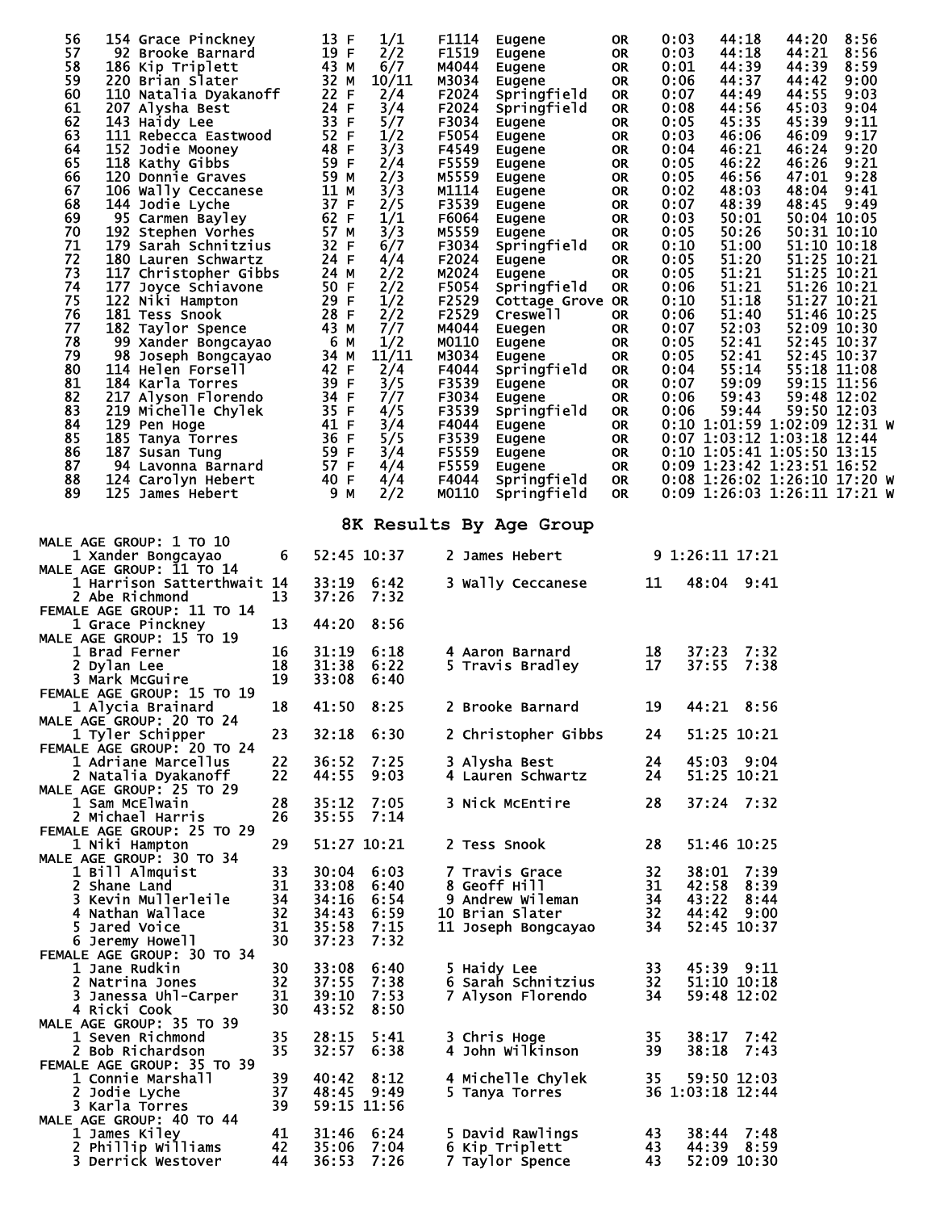| Place | Bib | Name | Age | Sex | Div Place | Division | City | State | Start | Chip Time | Gun Time | Pace | |
|---|---|---|---|---|---|---|---|---|---|---|---|---|---|
| 56 | 154 | Grace Pinckney | 13 | F | 1/1 | F1114 | Eugene | OR | 0:03 | 44:18 | 44:20 | 8:56 | |
| 57 | 92 | Brooke Barnard | 19 | F | 2/2 | F1519 | Eugene | OR | 0:03 | 44:18 | 44:21 | 8:56 | |
| 58 | 186 | Kip Triplett | 43 | M | 6/7 | M4044 | Eugene | OR | 0:01 | 44:39 | 44:39 | 8:59 | |
| 59 | 220 | Brian Slater | 32 | M | 10/11 | M3034 | Eugene | OR | 0:06 | 44:37 | 44:42 | 9:00 | |
| 60 | 110 | Natalia Dyakanoff | 22 | F | 2/4 | F2024 | Springfield | OR | 0:07 | 44:49 | 44:55 | 9:03 | |
| 61 | 207 | Alysha Best | 24 | F | 3/4 | F2024 | Springfield | OR | 0:08 | 44:56 | 45:03 | 9:04 | |
| 62 | 143 | Haidy Lee | 33 | F | 5/7 | F3034 | Eugene | OR | 0:05 | 45:35 | 45:39 | 9:11 | |
| 63 | 111 | Rebecca Eastwood | 52 | F | 1/2 | F5054 | Eugene | OR | 0:03 | 46:06 | 46:09 | 9:17 | |
| 64 | 152 | Jodie Mooney | 48 | F | 3/3 | F4549 | Eugene | OR | 0:04 | 46:21 | 46:24 | 9:20 | |
| 65 | 118 | Kathy Gibbs | 59 | F | 2/4 | F5559 | Eugene | OR | 0:05 | 46:22 | 46:26 | 9:21 | |
| 66 | 120 | Donnie Graves | 59 | M | 2/3 | M5559 | Eugene | OR | 0:05 | 46:56 | 47:01 | 9:28 | |
| 67 | 106 | Wally Ceccanese | 11 | M | 3/3 | M1114 | Eugene | OR | 0:02 | 48:03 | 48:04 | 9:41 | |
| 68 | 144 | Jodie Lyche | 37 | F | 2/5 | F3539 | Eugene | OR | 0:07 | 48:39 | 48:45 | 9:49 | |
| 69 | 95 | Carmen Bayley | 62 | F | 1/1 | F6064 | Eugene | OR | 0:03 | 50:01 | 50:04 | 10:05 | |
| 70 | 192 | Stephen Vorhes | 57 | M | 3/3 | M5559 | Eugene | OR | 0:05 | 50:26 | 50:31 | 10:10 | |
| 71 | 179 | Sarah Schnitzius | 32 | F | 6/7 | F3034 | Springfield | OR | 0:10 | 51:00 | 51:10 | 10:18 | |
| 72 | 180 | Lauren Schwartz | 24 | F | 4/4 | F2024 | Eugene | OR | 0:05 | 51:20 | 51:25 | 10:21 | |
| 73 | 117 | Christopher Gibbs | 24 | M | 2/2 | M2024 | Eugene | OR | 0:05 | 51:21 | 51:25 | 10:21 | |
| 74 | 177 | Joyce Schiavone | 50 | F | 2/2 | F5054 | Springfield | OR | 0:06 | 51:21 | 51:26 | 10:21 | |
| 75 | 122 | Niki Hampton | 29 | F | 1/2 | F2529 | Cottage Grove | OR | 0:10 | 51:18 | 51:27 | 10:21 | |
| 76 | 181 | Tess Snook | 28 | F | 2/2 | F2529 | Creswell | OR | 0:06 | 51:40 | 51:46 | 10:25 | |
| 77 | 182 | Taylor Spence | 43 | M | 7/7 | M4044 | Euegen | OR | 0:07 | 52:03 | 52:09 | 10:30 | |
| 78 | 99 | Xander Bongcayao | 6 | M | 1/2 | M0110 | Eugene | OR | 0:05 | 52:41 | 52:45 | 10:37 | |
| 79 | 98 | Joseph Bongcayao | 34 | M | 11/11 | M3034 | Eugene | OR | 0:05 | 52:41 | 52:45 | 10:37 | |
| 80 | 114 | Helen Forsell | 42 | F | 2/4 | F4044 | Springfield | OR | 0:04 | 55:14 | 55:18 | 11:08 | |
| 81 | 184 | Karla Torres | 39 | F | 3/5 | F3539 | Eugene | OR | 0:07 | 59:09 | 59:15 | 11:56 | |
| 82 | 217 | Alyson Florendo | 34 | F | 7/7 | F3034 | Eugene | OR | 0:06 | 59:43 | 59:48 | 12:02 | |
| 83 | 219 | Michelle Chylek | 35 | F | 4/5 | F3539 | Springfield | OR | 0:06 | 59:44 | 59:50 | 12:03 | |
| 84 | 129 | Pen Hoge | 41 | F | 3/4 | F4044 | Eugene | OR | 0:10 | 1:01:59 | 1:02:09 | 12:31 | W |
| 85 | 185 | Tanya Torres | 36 | F | 5/5 | F3539 | Eugene | OR | 0:07 | 1:03:12 | 1:03:18 | 12:44 | |
| 86 | 187 | Susan Tung | 59 | F | 3/4 | F5559 | Eugene | OR | 0:10 | 1:05:41 | 1:05:50 | 13:15 | |
| 87 | 94 | Lavonna Barnard | 57 | F | 4/4 | F5559 | Eugene | OR | 0:09 | 1:23:42 | 1:23:51 | 16:52 | |
| 88 | 124 | Carolyn Hebert | 40 | F | 4/4 | F4044 | Springfield | OR | 0:08 | 1:26:02 | 1:26:10 | 17:20 | W |
| 89 | 125 | James Hebert | 9 | M | 2/2 | M0110 | Springfield | OR | 0:09 | 1:26:03 | 1:26:11 | 17:21 | W |

## 8K Results By Age Group

**MALE AGE GROUP: 1 TO 10**

| Place | Name | Age | Time | Pace |
|---|---|---|---|---|
| 1 | Xander Bongcayao | 6 | 52:45 | 10:37 |
| 2 | James Hebert | 9 | 1:26:11 | 17:21 |

**MALE AGE GROUP: 11 TO 14**

| Place | Name | Age | Time | Pace |
|---|---|---|---|---|
| 1 | Harrison Satterthwait | 14 | 33:19 | 6:42 |
| 2 | Abe Richmond | 13 | 37:26 | 7:32 |
| 3 | Wally Ceccanese | 11 | 48:04 | 9:41 |

**FEMALE AGE GROUP: 11 TO 14**

| Place | Name | Age | Time | Pace |
|---|---|---|---|---|
| 1 | Grace Pinckney | 13 | 44:20 | 8:56 |

**MALE AGE GROUP: 15 TO 19**

| Place | Name | Age | Time | Pace |
|---|---|---|---|---|
| 1 | Brad Ferner | 16 | 31:19 | 6:18 |
| 2 | Dylan Lee | 18 | 31:38 | 6:22 |
| 3 | Mark McGuire | 19 | 33:08 | 6:40 |
| 4 | Aaron Barnard | 18 | 37:23 | 7:32 |
| 5 | Travis Bradley | 17 | 37:55 | 7:38 |

**FEMALE AGE GROUP: 15 TO 19**

| Place | Name | Age | Time | Pace |
|---|---|---|---|---|
| 1 | Alycia Brainard | 18 | 41:50 | 8:25 |
| 2 | Brooke Barnard | 19 | 44:21 | 8:56 |

**MALE AGE GROUP: 20 TO 24**

| Place | Name | Age | Time | Pace |
|---|---|---|---|---|
| 1 | Tyler Schipper | 23 | 32:18 | 6:30 |
| 2 | Christopher Gibbs | 24 | 51:25 | 10:21 |

**FEMALE AGE GROUP: 20 TO 24**

| Place | Name | Age | Time | Pace |
|---|---|---|---|---|
| 1 | Adriane Marcellus | 22 | 36:52 | 7:25 |
| 2 | Natalia Dyakanoff | 22 | 44:55 | 9:03 |
| 3 | Alysha Best | 24 | 45:03 | 9:04 |
| 4 | Lauren Schwartz | 24 | 51:25 | 10:21 |

**MALE AGE GROUP: 25 TO 29**

| Place | Name | Age | Time | Pace |
|---|---|---|---|---|
| 1 | Sam McElwain | 28 | 35:12 | 7:05 |
| 2 | Michael Harris | 26 | 35:55 | 7:14 |
| 3 | Nick McEntire | 28 | 37:24 | 7:32 |

**FEMALE AGE GROUP: 25 TO 29**

| Place | Name | Age | Time | Pace |
|---|---|---|---|---|
| 1 | Niki Hampton | 29 | 51:27 | 10:21 |
| 2 | Tess Snook | 28 | 51:46 | 10:25 |

**MALE AGE GROUP: 30 TO 34**

| Place | Name | Age | Time | Pace |
|---|---|---|---|---|
| 1 | Bill Almquist | 33 | 30:04 | 6:03 |
| 2 | Shane Land | 31 | 33:08 | 6:40 |
| 3 | Kevin Mullerleile | 34 | 34:16 | 6:54 |
| 4 | Nathan Wallace | 32 | 34:43 | 6:59 |
| 5 | Jared Voice | 31 | 35:58 | 7:15 |
| 6 | Jeremy Howell | 30 | 37:23 | 7:32 |
| 7 | Travis Grace | 32 | 38:01 | 7:39 |
| 8 | Geoff Hill | 31 | 42:58 | 8:39 |
| 9 | Andrew Wileman | 34 | 43:22 | 8:44 |
| 10 | Brian Slater | 32 | 44:42 | 9:00 |
| 11 | Joseph Bongcayao | 34 | 52:45 | 10:37 |

**FEMALE AGE GROUP: 30 TO 34**

| Place | Name | Age | Time | Pace |
|---|---|---|---|---|
| 1 | Jane Rudkin | 30 | 33:08 | 6:40 |
| 2 | Natrina Jones | 32 | 37:55 | 7:38 |
| 3 | Janessa Uhl-Carper | 31 | 39:10 | 7:53 |
| 4 | Ricki Cook | 30 | 43:52 | 8:50 |
| 5 | Haidy Lee | 33 | 45:39 | 9:11 |
| 6 | Sarah Schnitzius | 32 | 51:10 | 10:18 |
| 7 | Alyson Florendo | 34 | 59:48 | 12:02 |

**MALE AGE GROUP: 35 TO 39**

| Place | Name | Age | Time | Pace |
|---|---|---|---|---|
| 1 | Seven Richmond | 35 | 28:15 | 5:41 |
| 2 | Bob Richardson | 35 | 32:57 | 6:38 |
| 3 | Chris Hoge | 35 | 38:17 | 7:42 |
| 4 | John Wilkinson | 39 | 38:18 | 7:43 |

**FEMALE AGE GROUP: 35 TO 39**

| Place | Name | Age | Time | Pace |
|---|---|---|---|---|
| 1 | Connie Marshall | 39 | 40:42 | 8:12 |
| 2 | Jodie Lyche | 37 | 48:45 | 9:49 |
| 3 | Karla Torres | 39 | 59:15 | 11:56 |
| 4 | Michelle Chylek | 35 | 59:50 | 12:03 |
| 5 | Tanya Torres | 36 | 1:03:18 | 12:44 |

**MALE AGE GROUP: 40 TO 44**

| Place | Name | Age | Time | Pace |
|---|---|---|---|---|
| 1 | James Kiley | 41 | 31:46 | 6:24 |
| 2 | Phillip Williams | 42 | 35:06 | 7:04 |
| 3 | Derrick Westover | 44 | 36:53 | 7:26 |
| 5 | David Rawlings | 43 | 38:44 | 7:48 |
| 6 | Kip Triplett | 43 | 44:39 | 8:59 |
| 7 | Taylor Spence | 43 | 52:09 | 10:30 |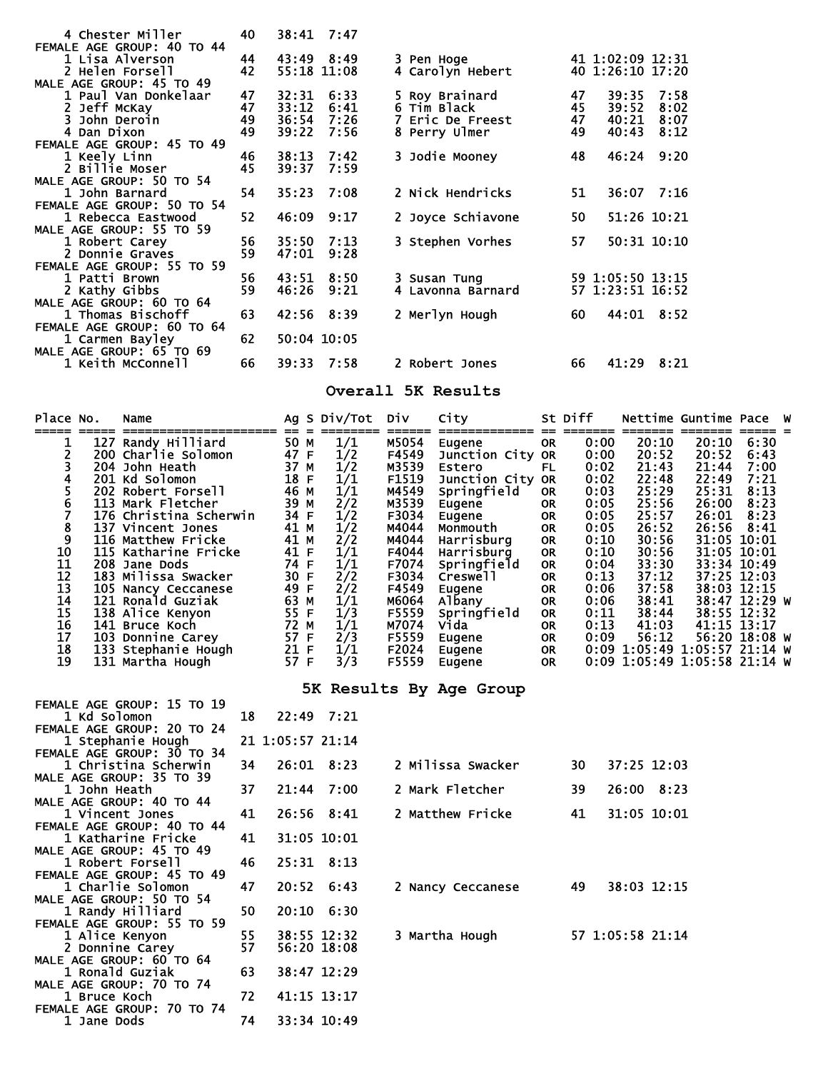4 Chester Miller 40 38:41 7:47

FEMALE AGE GROUP: 40 TO 44

| | | | | | | | |
|---|---|---|---|---|---|---|---|
| 1 Lisa Alverson | 44 | 43:49 | 8:49 | 3 Pen Hoge | 41 | 1:02:09 | 12:31 |
| 2 Helen Forsell | 42 | 55:18 | 11:08 | 4 Carolyn Hebert | 40 | 1:26:10 | 17:20 |

MALE AGE GROUP: 45 TO 49

| | | | | | | | |
|---|---|---|---|---|---|---|---|
| 1 Paul Van Donkelaar | 47 | 32:31 | 6:33 | 5 Roy Brainard | 47 | 39:35 | 7:58 |
| 2 Jeff McKay | 47 | 33:12 | 6:41 | 6 Tim Black | 45 | 39:52 | 8:02 |
| 3 John Deroin | 49 | 36:54 | 7:26 | 7 Eric De Freest | 47 | 40:21 | 8:07 |
| 4 Dan Dixon | 49 | 39:22 | 7:56 | 8 Perry Ulmer | 49 | 40:43 | 8:12 |

FEMALE AGE GROUP: 45 TO 49

| | | | | | | | |
|---|---|---|---|---|---|---|---|
| 1 Keely Linn | 46 | 38:13 | 7:42 | 3 Jodie Mooney | 48 | 46:24 | 9:20 |
| 2 Billie Moser | 45 | 39:37 | 7:59 | | | | |

MALE AGE GROUP: 50 TO 54

| | | | | | | | |
|---|---|---|---|---|---|---|---|
| 1 John Barnard | 54 | 35:23 | 7:08 | 2 Nick Hendricks | 51 | 36:07 | 7:16 |

FEMALE AGE GROUP: 50 TO 54

| | | | | | | | |
|---|---|---|---|---|---|---|---|
| 1 Rebecca Eastwood | 52 | 46:09 | 9:17 | 2 Joyce Schiavone | 50 | 51:26 | 10:21 |

MALE AGE GROUP: 55 TO 59

| | | | | | | | |
|---|---|---|---|---|---|---|---|
| 1 Robert Carey | 56 | 35:50 | 7:13 | 3 Stephen Vorhes | 57 | 50:31 | 10:10 |
| 2 Donnie Graves | 59 | 47:01 | 9:28 | | | | |

FEMALE AGE GROUP: 55 TO 59

| | | | | | | | |
|---|---|---|---|---|---|---|---|
| 1 Patti Brown | 56 | 43:51 | 8:50 | 3 Susan Tung | 59 | 1:05:50 | 13:15 |
| 2 Kathy Gibbs | 59 | 46:26 | 9:21 | 4 Lavonna Barnard | 57 | 1:23:51 | 16:52 |

MALE AGE GROUP: 60 TO 64

| | | | | | | | |
|---|---|---|---|---|---|---|---|
| 1 Thomas Bischoff | 63 | 42:56 | 8:39 | 2 Merlyn Hough | 60 | 44:01 | 8:52 |

FEMALE AGE GROUP: 60 TO 64

| | | | |
|---|---|---|---|
| 1 Carmen Bayley | 62 | 50:04 | 10:05 |

MALE AGE GROUP: 65 TO 69

| | | | | | | | |
|---|---|---|---|---|---|---|---|
| 1 Keith McConnell | 66 | 39:33 | 7:58 | 2 Robert Jones | 66 | 41:29 | 8:21 |

## Overall 5K Results

| Place | No. | Name | Ag | S | Div/Tot | Div | City | St | Diff | Nettime | Guntime | Pace | W |
|---|---|---|---|---|---|---|---|---|---|---|---|---|---|
| 1 | 127 | Randy Hilliard | 50 | M | 1/1 | M5054 | Eugene | OR | 0:00 | 20:10 | 20:10 | 6:30 | |
| 2 | 200 | Charlie Solomon | 47 | F | 1/2 | F4549 | Junction City | OR | 0:00 | 20:52 | 20:52 | 6:43 | |
| 3 | 204 | John Heath | 37 | M | 1/2 | M3539 | Estero | FL | 0:02 | 21:43 | 21:44 | 7:00 | |
| 4 | 201 | Kd Solomon | 18 | F | 1/1 | F1519 | Junction City | OR | 0:02 | 22:48 | 22:49 | 7:21 | |
| 5 | 202 | Robert Forsell | 46 | M | 1/1 | M4549 | Springfield | OR | 0:03 | 25:29 | 25:31 | 8:13 | |
| 6 | 113 | Mark Fletcher | 39 | M | 2/2 | M3539 | Eugene | OR | 0:05 | 25:56 | 26:00 | 8:23 | |
| 7 | 176 | Christina Scherwin | 34 | F | 1/2 | F3034 | Eugene | OR | 0:05 | 25:57 | 26:01 | 8:23 | |
| 8 | 137 | Vincent Jones | 41 | M | 1/2 | M4044 | Monmouth | OR | 0:05 | 26:52 | 26:56 | 8:41 | |
| 9 | 116 | Matthew Fricke | 41 | M | 2/2 | M4044 | Harrisburg | OR | 0:10 | 30:56 | 31:05 | 10:01 | |
| 10 | 115 | Katharine Fricke | 41 | F | 1/1 | F4044 | Harrisburg | OR | 0:10 | 30:56 | 31:05 | 10:01 | |
| 11 | 208 | Jane Dods | 74 | F | 1/1 | F7074 | Springfield | OR | 0:04 | 33:30 | 33:34 | 10:49 | |
| 12 | 183 | Milissa Swacker | 30 | F | 2/2 | F3034 | Creswell | OR | 0:13 | 37:12 | 37:25 | 12:03 | |
| 13 | 105 | Nancy Ceccanese | 49 | F | 2/2 | F4549 | Eugene | OR | 0:06 | 37:58 | 38:03 | 12:15 | |
| 14 | 121 | Ronald Guziak | 63 | M | 1/1 | M6064 | Albany | OR | 0:06 | 38:41 | 38:47 | 12:29 | W |
| 15 | 138 | Alice Kenyon | 55 | F | 1/3 | F5559 | Springfield | OR | 0:11 | 38:44 | 38:55 | 12:32 | |
| 16 | 141 | Bruce Koch | 72 | M | 1/1 | M7074 | Vida | OR | 0:13 | 41:03 | 41:15 | 13:17 | |
| 17 | 103 | Donnine Carey | 57 | F | 2/3 | F5559 | Eugene | OR | 0:09 | 56:12 | 56:20 | 18:08 | W |
| 18 | 133 | Stephanie Hough | 21 | F | 1/1 | F2024 | Eugene | OR | 0:09 | 1:05:49 | 1:05:57 | 21:14 | W |
| 19 | 131 | Martha Hough | 57 | F | 3/3 | F5559 | Eugene | OR | 0:09 | 1:05:49 | 1:05:58 | 21:14 | W |

## 5K Results By Age Group

FEMALE AGE GROUP: 15 TO 19

| | | | |
|---|---|---|---|
| 1 Kd Solomon | 18 | 22:49 | 7:21 |

FEMALE AGE GROUP: 20 TO 24

| | | | |
|---|---|---|---|
| 1 Stephanie Hough | 21 | 1:05:57 | 21:14 |

FEMALE AGE GROUP: 30 TO 34

| | | | | | | | |
|---|---|---|---|---|---|---|---|
| 1 Christina Scherwin | 34 | 26:01 | 8:23 | 2 Milissa Swacker | 30 | 37:25 | 12:03 |

MALE AGE GROUP: 35 TO 39

| | | | | | | | |
|---|---|---|---|---|---|---|---|
| 1 John Heath | 37 | 21:44 | 7:00 | 2 Mark Fletcher | 39 | 26:00 | 8:23 |

MALE AGE GROUP: 40 TO 44

| | | | | | | | |
|---|---|---|---|---|---|---|---|
| 1 Vincent Jones | 41 | 26:56 | 8:41 | 2 Matthew Fricke | 41 | 31:05 | 10:01 |

FEMALE AGE GROUP: 40 TO 44

| | | | |
|---|---|---|---|
| 1 Katharine Fricke | 41 | 31:05 | 10:01 |

MALE AGE GROUP: 45 TO 49

| | | | |
|---|---|---|---|
| 1 Robert Forsell | 46 | 25:31 | 8:13 |

FEMALE AGE GROUP: 45 TO 49

| | | | | | | | |
|---|---|---|---|---|---|---|---|
| 1 Charlie Solomon | 47 | 20:52 | 6:43 | 2 Nancy Ceccanese | 49 | 38:03 | 12:15 |

MALE AGE GROUP: 50 TO 54

| | | | |
|---|---|---|---|
| 1 Randy Hilliard | 50 | 20:10 | 6:30 |

FEMALE AGE GROUP: 55 TO 59

| | | | | | | | |
|---|---|---|---|---|---|---|---|
| 1 Alice Kenyon | 55 | 38:55 | 12:32 | 3 Martha Hough | 57 | 1:05:58 | 21:14 |
| 2 Donnine Carey | 57 | 56:20 | 18:08 | | | | |

MALE AGE GROUP: 60 TO 64

| | | | |
|---|---|---|---|
| 1 Ronald Guziak | 63 | 38:47 | 12:29 |

MALE AGE GROUP: 70 TO 74

| | | | |
|---|---|---|---|
| 1 Bruce Koch | 72 | 41:15 | 13:17 |

FEMALE AGE GROUP: 70 TO 74

| | | | |
|---|---|---|---|
| 1 Jane Dods | 74 | 33:34 | 10:49 |